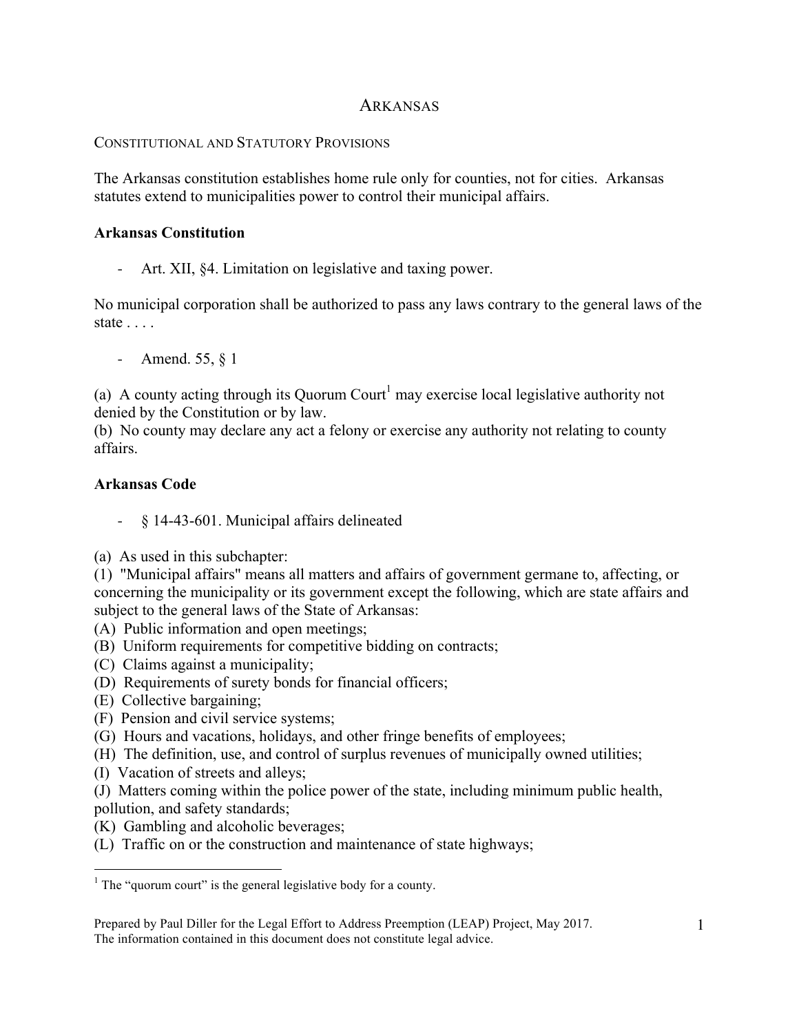# ARKANSAS

CONSTITUTIONAL AND STATUTORY PROVISIONS

The Arkansas constitution establishes home rule only for counties, not for cities. Arkansas statutes extend to municipalities power to control their municipal affairs.

**Arkansas Constitution**

- Art. XII, §4. Limitation on legislative and taxing power.

No municipal corporation shall be authorized to pass any laws contrary to the general laws of the state . . . .

- Amend. 55, § 1

(a) A county acting through its Quorum Court[1] may exercise local legislative authority not denied by the Constitution or by law.
(b) No county may declare any act a felony or exercise any authority not relating to county affairs.

**Arkansas Code**

- § 14-43-601. Municipal affairs delineated

(a) As used in this subchapter:
(1) "Municipal affairs" means all matters and affairs of government germane to, affecting, or concerning the municipality or its government except the following, which are state affairs and subject to the general laws of the State of Arkansas:
(A) Public information and open meetings;
(B) Uniform requirements for competitive bidding on contracts;
(C) Claims against a municipality;
(D) Requirements of surety bonds for financial officers;
(E) Collective bargaining;
(F) Pension and civil service systems;
(G) Hours and vacations, holidays, and other fringe benefits of employees;
(H) The definition, use, and control of surplus revenues of municipally owned utilities;
(I) Vacation of streets and alleys;
(J) Matters coming within the police power of the state, including minimum public health, pollution, and safety standards;
(K) Gambling and alcoholic beverages;
(L) Traffic on or the construction and maintenance of state highways;

[1] The "quorum court" is the general legislative body for a county.

Prepared by Paul Diller for the Legal Effort to Address Preemption (LEAP) Project, May 2017.
The information contained in this document does not constitute legal advice.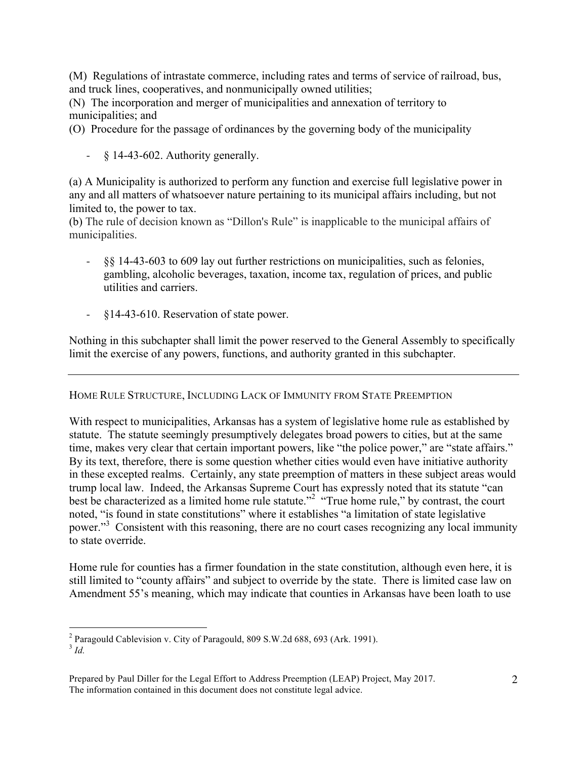(M) Regulations of intrastate commerce, including rates and terms of service of railroad, bus, and truck lines, cooperatives, and nonmunicipally owned utilities;
(N) The incorporation and merger of municipalities and annexation of territory to municipalities; and
(O) Procedure for the passage of ordinances by the governing body of the municipality

- § 14-43-602. Authority generally.

(a) A Municipality is authorized to perform any function and exercise full legislative power in any and all matters of whatsoever nature pertaining to its municipal affairs including, but not limited to, the power to tax.
(b) The rule of decision known as "Dillon's Rule" is inapplicable to the municipal affairs of municipalities.

- §§ 14-43-603 to 609 lay out further restrictions on municipalities, such as felonies, gambling, alcoholic beverages, taxation, income tax, regulation of prices, and public utilities and carriers.

- §14-43-610. Reservation of state power.

Nothing in this subchapter shall limit the power reserved to the General Assembly to specifically limit the exercise of any powers, functions, and authority granted in this subchapter.

---

## HOME RULE STRUCTURE, INCLUDING LACK OF IMMUNITY FROM STATE PREEMPTION

With respect to municipalities, Arkansas has a system of legislative home rule as established by statute. The statute seemingly presumptively delegates broad powers to cities, but at the same time, makes very clear that certain important powers, like "the police power," are "state affairs." By its text, therefore, there is some question whether cities would even have initiative authority in these excepted realms. Certainly, any state preemption of matters in these subject areas would trump local law. Indeed, the Arkansas Supreme Court has expressly noted that its statute "can best be characterized as a limited home rule statute."[2] "True home rule," by contrast, the court noted, "is found in state constitutions" where it establishes "a limitation of state legislative power."[3] Consistent with this reasoning, there are no court cases recognizing any local immunity to state override.

Home rule for counties has a firmer foundation in the state constitution, although even here, it is still limited to "county affairs" and subject to override by the state. There is limited case law on Amendment 55's meaning, which may indicate that counties in Arkansas have been loath to use

---

[2] Paragould Cablevision v. City of Paragould, 809 S.W.2d 688, 693 (Ark. 1991).
[3] *Id.*

Prepared by Paul Diller for the Legal Effort to Address Preemption (LEAP) Project, May 2017.
The information contained in this document does not constitute legal advice.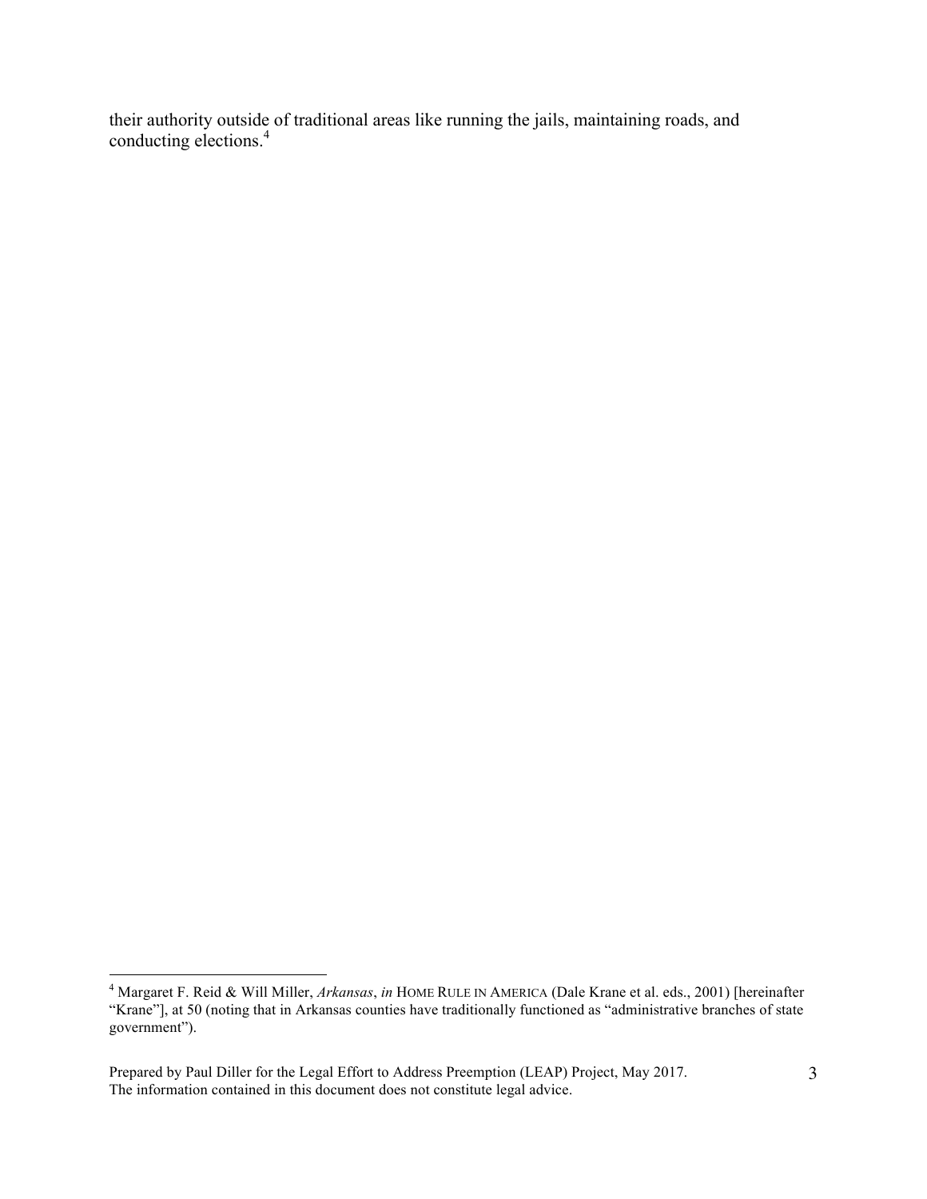their authority outside of traditional areas like running the jails, maintaining roads, and conducting elections.[4]

---

[4] Margaret F. Reid & Will Miller, *Arkansas*, *in* HOME RULE IN AMERICA (Dale Krane et al. eds., 2001) [hereinafter "Krane"], at 50 (noting that in Arkansas counties have traditionally functioned as "administrative branches of state government").

Prepared by Paul Diller for the Legal Effort to Address Preemption (LEAP) Project, May 2017.
The information contained in this document does not constitute legal advice.